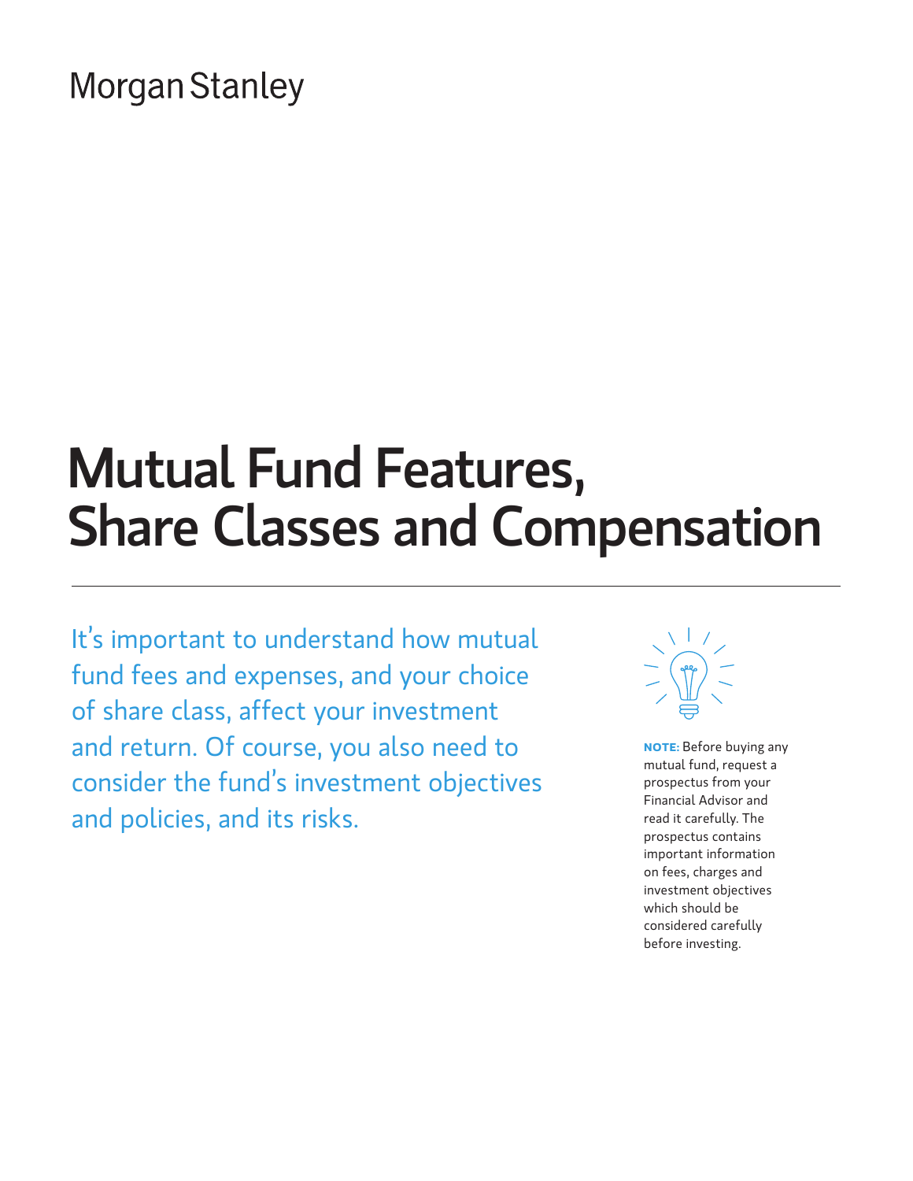Morgan Stanley

# Mutual Fund Features, Share Classes and Compensation

It's important to understand how mutual fund fees and expenses, and your choice of share class, affect your investment and return. Of course, you also need to consider the fund's investment objectives and policies, and its risks.

**NOTE:** Before buying any mutual fund, request a prospectus from your Financial Advisor and read it carefully. The prospectus contains important information on fees, charges and investment objectives which should be considered carefully before investing.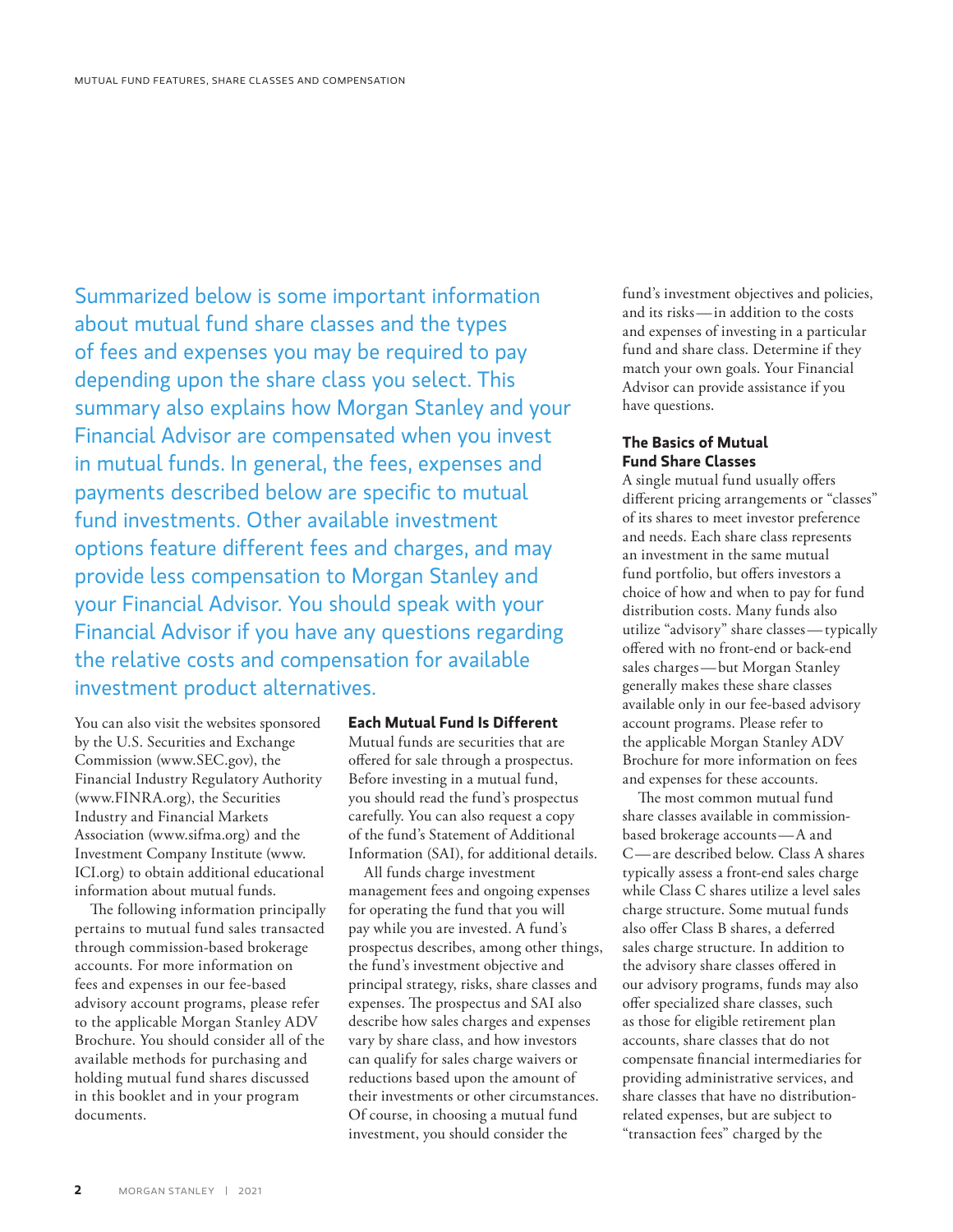Summarized below is some important information about mutual fund share classes and the types of fees and expenses you may be required to pay depending upon the share class you select. This summary also explains how Morgan Stanley and your Financial Advisor are compensated when you invest in mutual funds. In general, the fees, expenses and payments described below are specific to mutual fund investments. Other available investment options feature different fees and charges, and may provide less compensation to Morgan Stanley and your Financial Advisor. You should speak with your Financial Advisor if you have any questions regarding the relative costs and compensation for available investment product alternatives.

You can also visit the websites sponsored by the U.S. Securities and Exchange Commission (www.SEC.gov), the Financial Industry Regulatory Authority (www.FINRA.org), the Securities Industry and Financial Markets Association (www.sifma.org) and the Investment Company Institute (www.ICI.org) to obtain additional educational information about mutual funds.

The following information principally pertains to mutual fund sales transacted through commission-based brokerage accounts. For more information on fees and expenses in our fee-based advisory account programs, please refer to the applicable Morgan Stanley ADV Brochure. You should consider all of the available methods for purchasing and holding mutual fund shares discussed in this booklet and in your program documents.

### Each Mutual Fund Is Different

Mutual funds are securities that are offered for sale through a prospectus. Before investing in a mutual fund, you should read the fund's prospectus carefully. You can also request a copy of the fund's Statement of Additional Information (SAI), for additional details.

All funds charge investment management fees and ongoing expenses for operating the fund that you will pay while you are invested. A fund's prospectus describes, among other things, the fund's investment objective and principal strategy, risks, share classes and expenses. The prospectus and SAI also describe how sales charges and expenses vary by share class, and how investors can qualify for sales charge waivers or reductions based upon the amount of their investments or other circumstances. Of course, in choosing a mutual fund investment, you should consider the fund's investment objectives and policies, and its risks—in addition to the costs and expenses of investing in a particular fund and share class. Determine if they match your own goals. Your Financial Advisor can provide assistance if you have questions.

### The Basics of Mutual Fund Share Classes

A single mutual fund usually offers different pricing arrangements or "classes" of its shares to meet investor preference and needs. Each share class represents an investment in the same mutual fund portfolio, but offers investors a choice of how and when to pay for fund distribution costs. Many funds also utilize "advisory" share classes—typically offered with no front-end or back-end sales charges—but Morgan Stanley generally makes these share classes available only in our fee-based advisory account programs. Please refer to the applicable Morgan Stanley ADV Brochure for more information on fees and expenses for these accounts.

The most common mutual fund share classes available in commission-based brokerage accounts—A and C—are described below. Class A shares typically assess a front-end sales charge while Class C shares utilize a level sales charge structure. Some mutual funds also offer Class B shares, a deferred sales charge structure. In addition to the advisory share classes offered in our advisory programs, funds may also offer specialized share classes, such as those for eligible retirement plan accounts, share classes that do not compensate financial intermediaries for providing administrative services, and share classes that have no distribution-related expenses, but are subject to "transaction fees" charged by the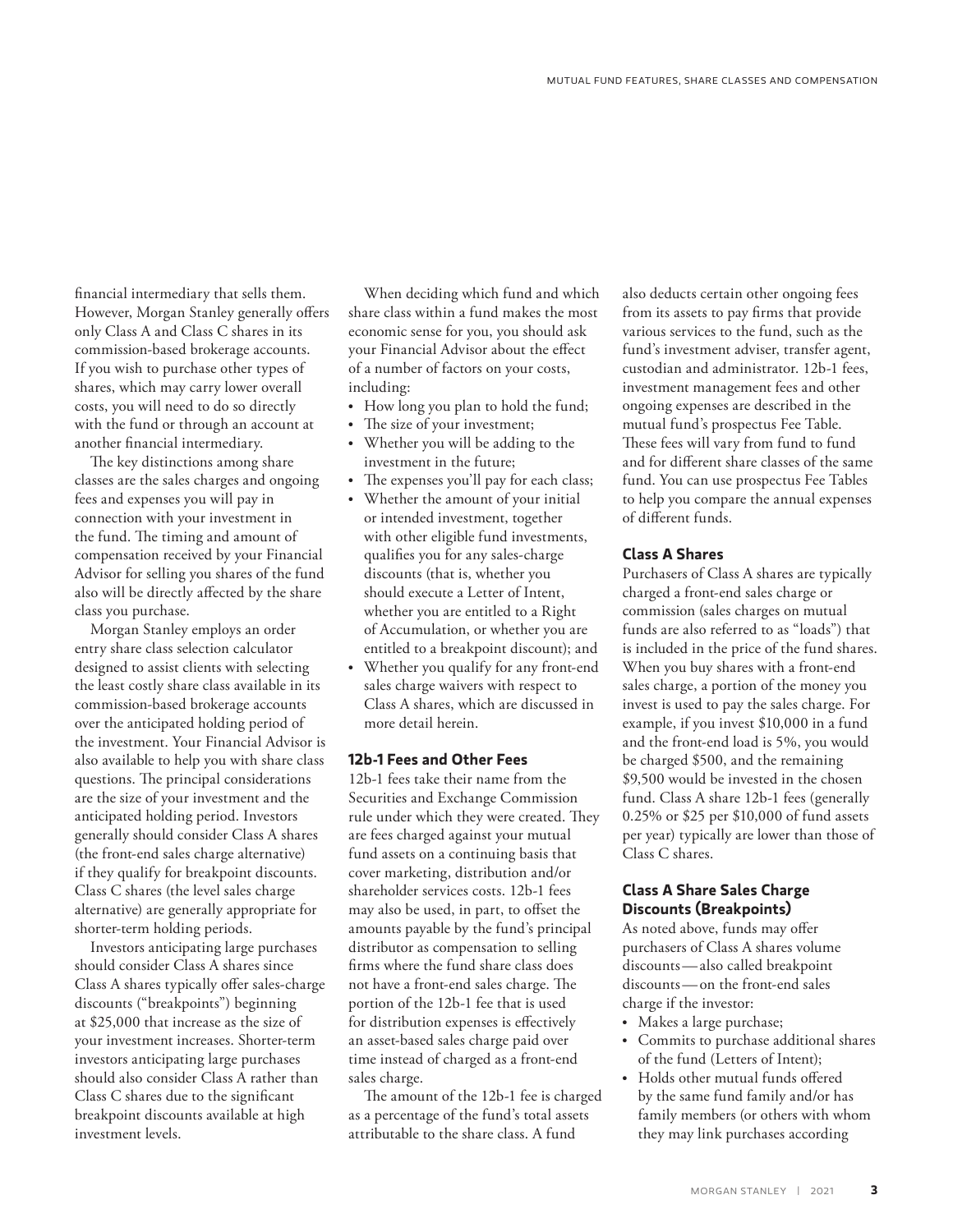financial intermediary that sells them. However, Morgan Stanley generally offers only Class A and Class C shares in its commission-based brokerage accounts. If you wish to purchase other types of shares, which may carry lower overall costs, you will need to do so directly with the fund or through an account at another financial intermediary.

The key distinctions among share classes are the sales charges and ongoing fees and expenses you will pay in connection with your investment in the fund. The timing and amount of compensation received by your Financial Advisor for selling you shares of the fund also will be directly affected by the share class you purchase.

Morgan Stanley employs an order entry share class selection calculator designed to assist clients with selecting the least costly share class available in its commission-based brokerage accounts over the anticipated holding period of the investment. Your Financial Advisor is also available to help you with share class questions. The principal considerations are the size of your investment and the anticipated holding period. Investors generally should consider Class A shares (the front-end sales charge alternative) if they qualify for breakpoint discounts. Class C shares (the level sales charge alternative) are generally appropriate for shorter-term holding periods.

Investors anticipating large purchases should consider Class A shares since Class A shares typically offer sales-charge discounts ("breakpoints") beginning at $25,000 that increase as the size of your investment increases. Shorter-term investors anticipating large purchases should also consider Class A rather than Class C shares due to the significant breakpoint discounts available at high investment levels.

When deciding which fund and which share class within a fund makes the most economic sense for you, you should ask your Financial Advisor about the effect of a number of factors on your costs, including:

- How long you plan to hold the fund;
- The size of your investment;
- Whether you will be adding to the investment in the future;
- The expenses you'll pay for each class;
- Whether the amount of your initial or intended investment, together with other eligible fund investments, qualifies you for any sales-charge discounts (that is, whether you should execute a Letter of Intent, whether you are entitled to a Right of Accumulation, or whether you are entitled to a breakpoint discount); and
- Whether you qualify for any front-end sales charge waivers with respect to Class A shares, which are discussed in more detail herein.

### 12b-1 Fees and Other Fees

12b-1 fees take their name from the Securities and Exchange Commission rule under which they were created. They are fees charged against your mutual fund assets on a continuing basis that cover marketing, distribution and/or shareholder services costs. 12b-1 fees may also be used, in part, to offset the amounts payable by the fund's principal distributor as compensation to selling firms where the fund share class does not have a front-end sales charge. The portion of the 12b-1 fee that is used for distribution expenses is effectively an asset-based sales charge paid over time instead of charged as a front-end sales charge.

The amount of the 12b-1 fee is charged as a percentage of the fund's total assets attributable to the share class. A fund also deducts certain other ongoing fees from its assets to pay firms that provide various services to the fund, such as the fund's investment adviser, transfer agent, custodian and administrator. 12b-1 fees, investment management fees and other ongoing expenses are described in the mutual fund's prospectus Fee Table. These fees will vary from fund to fund and for different share classes of the same fund. You can use prospectus Fee Tables to help you compare the annual expenses of different funds.

### Class A Shares

Purchasers of Class A shares are typically charged a front-end sales charge or commission (sales charges on mutual funds are also referred to as "loads") that is included in the price of the fund shares. When you buy shares with a front-end sales charge, a portion of the money you invest is used to pay the sales charge. For example, if you invest $10,000 in a fund and the front-end load is 5%, you would be charged $500, and the remaining $9,500 would be invested in the chosen fund. Class A share 12b-1 fees (generally 0.25% or $25 per $10,000 of fund assets per year) typically are lower than those of Class C shares.

### Class A Share Sales Charge Discounts (Breakpoints)

As noted above, funds may offer purchasers of Class A shares volume discounts — also called breakpoint discounts — on the front-end sales charge if the investor:

- Makes a large purchase;
- Commits to purchase additional shares of the fund (Letters of Intent);
- Holds other mutual funds offered by the same fund family and/or has family members (or others with whom they may link purchases according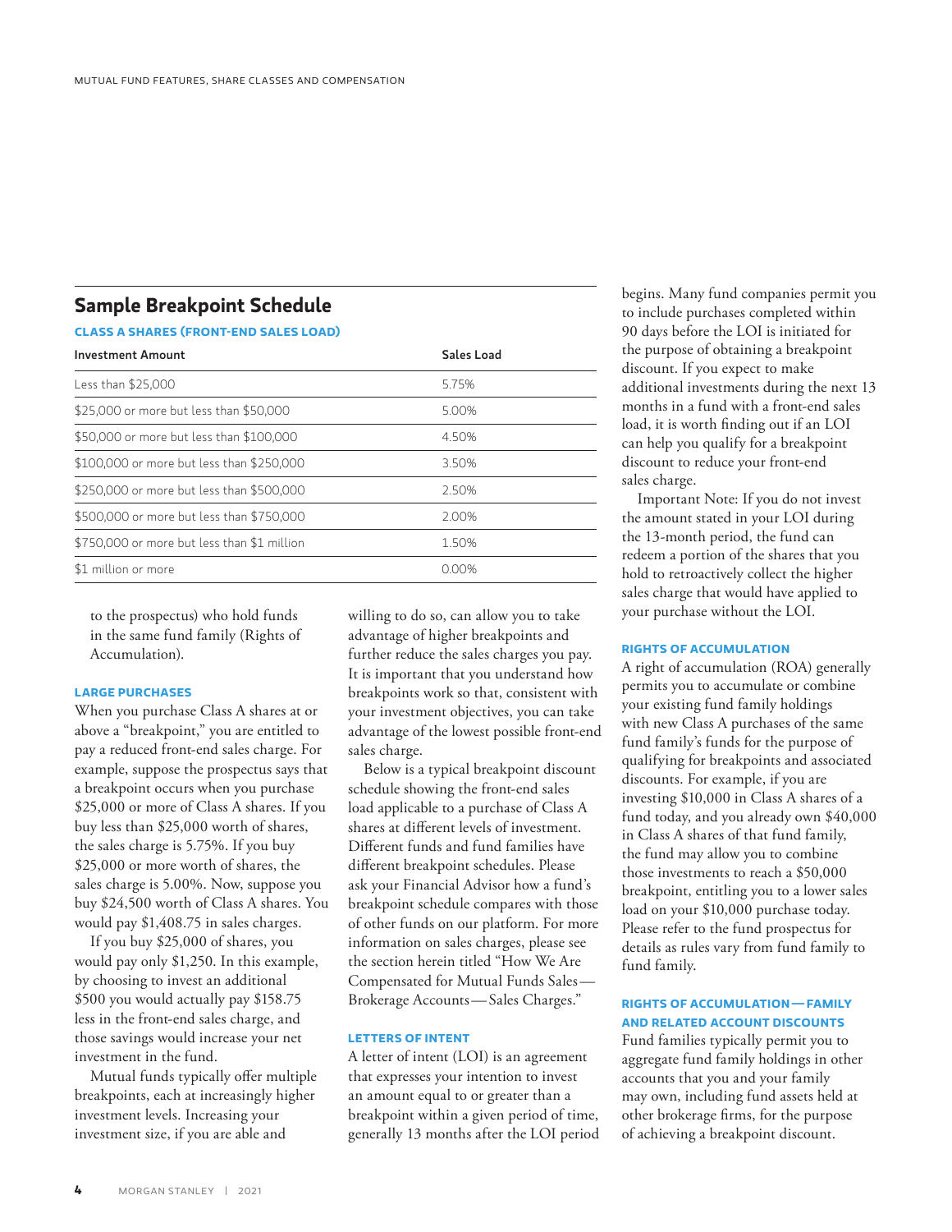## Sample Breakpoint Schedule

### CLASS A SHARES (FRONT-END SALES LOAD)

| Investment Amount | Sales Load |
|---|---|
| Less than $25,000 | 5.75% |
| $25,000 or more but less than $50,000 | 5.00% |
| $50,000 or more but less than $100,000 | 4.50% |
| $100,000 or more but less than $250,000 | 3.50% |
| $250,000 or more but less than $500,000 | 2.50% |
| $500,000 or more but less than $750,000 | 2.00% |
| $750,000 or more but less than $1 million | 1.50% |
| $1 million or more | 0.00% |

to the prospectus) who hold funds in the same fund family (Rights of Accumulation).

### LARGE PURCHASES

When you purchase Class A shares at or above a "breakpoint," you are entitled to pay a reduced front-end sales charge. For example, suppose the prospectus says that a breakpoint occurs when you purchase $25,000 or more of Class A shares. If you buy less than $25,000 worth of shares, the sales charge is 5.75%. If you buy $25,000 or more worth of shares, the sales charge is 5.00%. Now, suppose you buy $24,500 worth of Class A shares. You would pay $1,408.75 in sales charges.

If you buy $25,000 of shares, you would pay only $1,250. In this example, by choosing to invest an additional $500 you would actually pay $158.75 less in the front-end sales charge, and those savings would increase your net investment in the fund.

Mutual funds typically offer multiple breakpoints, each at increasingly higher investment levels. Increasing your investment size, if you are able and willing to do so, can allow you to take advantage of higher breakpoints and further reduce the sales charges you pay. It is important that you understand how breakpoints work so that, consistent with your investment objectives, you can take advantage of the lowest possible front-end sales charge.

Below is a typical breakpoint discount schedule showing the front-end sales load applicable to a purchase of Class A shares at different levels of investment. Different funds and fund families have different breakpoint schedules. Please ask your Financial Advisor how a fund's breakpoint schedule compares with those of other funds on our platform. For more information on sales charges, please see the section herein titled "How We Are Compensated for Mutual Funds Sales—Brokerage Accounts—Sales Charges."

### LETTERS OF INTENT

A letter of intent (LOI) is an agreement that expresses your intention to invest an amount equal to or greater than a breakpoint within a given period of time, generally 13 months after the LOI period begins. Many fund companies permit you to include purchases completed within 90 days before the LOI is initiated for the purpose of obtaining a breakpoint discount. If you expect to make additional investments during the next 13 months in a fund with a front-end sales load, it is worth finding out if an LOI can help you qualify for a breakpoint discount to reduce your front-end sales charge.

Important Note: If you do not invest the amount stated in your LOI during the 13-month period, the fund can redeem a portion of the shares that you hold to retroactively collect the higher sales charge that would have applied to your purchase without the LOI.

### RIGHTS OF ACCUMULATION

A right of accumulation (ROA) generally permits you to accumulate or combine your existing fund family holdings with new Class A purchases of the same fund family's funds for the purpose of qualifying for breakpoints and associated discounts. For example, if you are investing $10,000 in Class A shares of a fund today, and you already own $40,000 in Class A shares of that fund family, the fund may allow you to combine those investments to reach a $50,000 breakpoint, entitling you to a lower sales load on your $10,000 purchase today. Please refer to the fund prospectus for details as rules vary from fund family to fund family.

### RIGHTS OF ACCUMULATION—FAMILY AND RELATED ACCOUNT DISCOUNTS

Fund families typically permit you to aggregate fund family holdings in other accounts that you and your family may own, including fund assets held at other brokerage firms, for the purpose of achieving a breakpoint discount.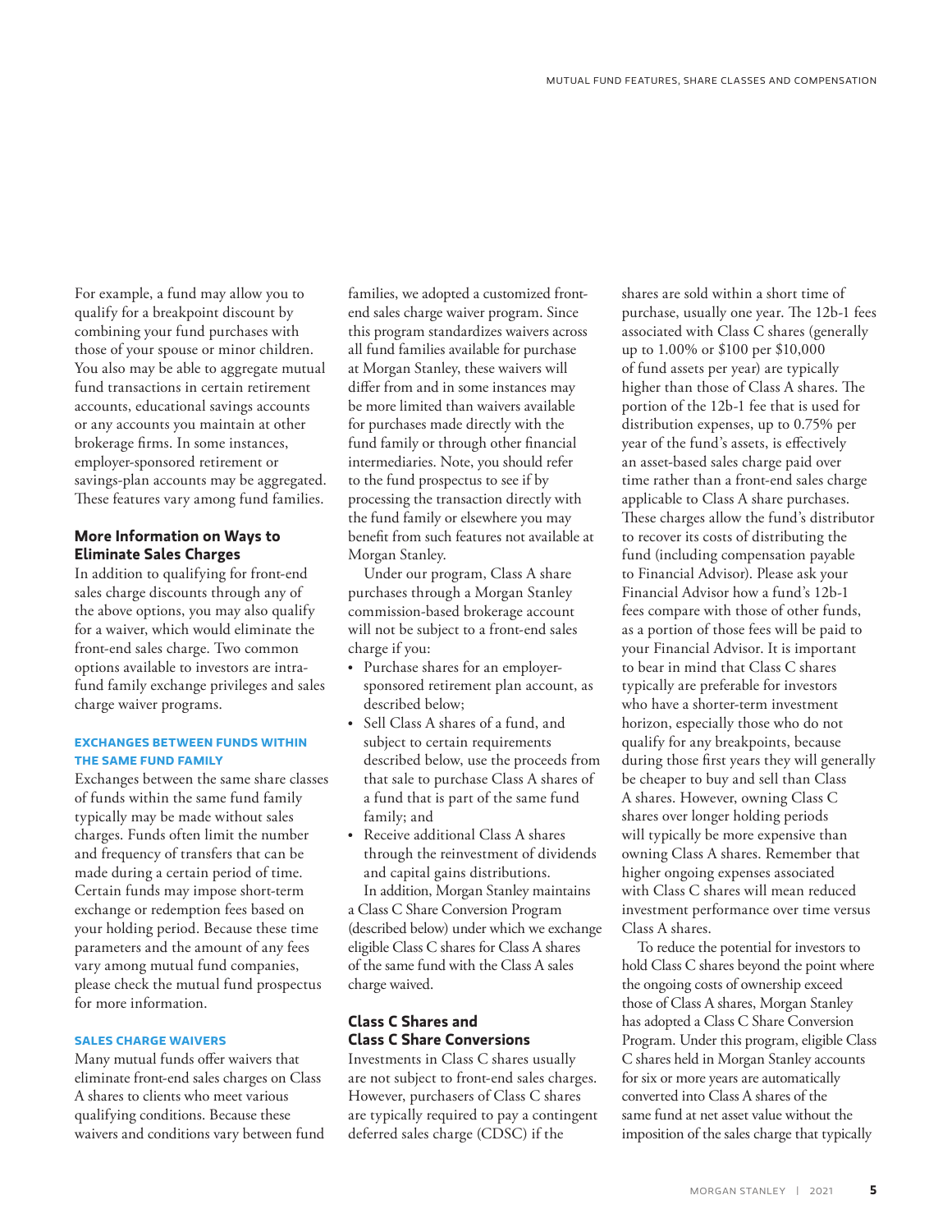For example, a fund may allow you to qualify for a breakpoint discount by combining your fund purchases with those of your spouse or minor children. You also may be able to aggregate mutual fund transactions in certain retirement accounts, educational savings accounts or any accounts you maintain at other brokerage firms. In some instances, employer-sponsored retirement or savings-plan accounts may be aggregated. These features vary among fund families.

## More Information on Ways to Eliminate Sales Charges

In addition to qualifying for front-end sales charge discounts through any of the above options, you may also qualify for a waiver, which would eliminate the front-end sales charge. Two common options available to investors are intra-fund family exchange privileges and sales charge waiver programs.

### EXCHANGES BETWEEN FUNDS WITHIN THE SAME FUND FAMILY

Exchanges between the same share classes of funds within the same fund family typically may be made without sales charges. Funds often limit the number and frequency of transfers that can be made during a certain period of time. Certain funds may impose short-term exchange or redemption fees based on your holding period. Because these time parameters and the amount of any fees vary among mutual fund companies, please check the mutual fund prospectus for more information.

### SALES CHARGE WAIVERS

Many mutual funds offer waivers that eliminate front-end sales charges on Class A shares to clients who meet various qualifying conditions. Because these waivers and conditions vary between fund families, we adopted a customized front-end sales charge waiver program. Since this program standardizes waivers across all fund families available for purchase at Morgan Stanley, these waivers will differ from and in some instances may be more limited than waivers available for purchases made directly with the fund family or through other financial intermediaries. Note, you should refer to the fund prospectus to see if by processing the transaction directly with the fund family or elsewhere you may benefit from such features not available at Morgan Stanley.

Under our program, Class A share purchases through a Morgan Stanley commission-based brokerage account will not be subject to a front-end sales charge if you:

- Purchase shares for an employer-sponsored retirement plan account, as described below;
- Sell Class A shares of a fund, and subject to certain requirements described below, use the proceeds from that sale to purchase Class A shares of a fund that is part of the same fund family; and
- Receive additional Class A shares through the reinvestment of dividends and capital gains distributions.

In addition, Morgan Stanley maintains a Class C Share Conversion Program (described below) under which we exchange eligible Class C shares for Class A shares of the same fund with the Class A sales charge waived.

## Class C Shares and Class C Share Conversions

Investments in Class C shares usually are not subject to front-end sales charges. However, purchasers of Class C shares are typically required to pay a contingent deferred sales charge (CDSC) if the shares are sold within a short time of purchase, usually one year. The 12b-1 fees associated with Class C shares (generally up to 1.00% or $100 per $10,000 of fund assets per year) are typically higher than those of Class A shares. The portion of the 12b-1 fee that is used for distribution expenses, up to 0.75% per year of the fund's assets, is effectively an asset-based sales charge paid over time rather than a front-end sales charge applicable to Class A share purchases. These charges allow the fund's distributor to recover its costs of distributing the fund (including compensation payable to Financial Advisor). Please ask your Financial Advisor how a fund's 12b-1 fees compare with those of other funds, as a portion of those fees will be paid to your Financial Advisor. It is important to bear in mind that Class C shares typically are preferable for investors who have a shorter-term investment horizon, especially those who do not qualify for any breakpoints, because during those first years they will generally be cheaper to buy and sell than Class A shares. However, owning Class C shares over longer holding periods will typically be more expensive than owning Class A shares. Remember that higher ongoing expenses associated with Class C shares will mean reduced investment performance over time versus Class A shares.

To reduce the potential for investors to hold Class C shares beyond the point where the ongoing costs of ownership exceed those of Class A shares, Morgan Stanley has adopted a Class C Share Conversion Program. Under this program, eligible Class C shares held in Morgan Stanley accounts for six or more years are automatically converted into Class A shares of the same fund at net asset value without the imposition of the sales charge that typically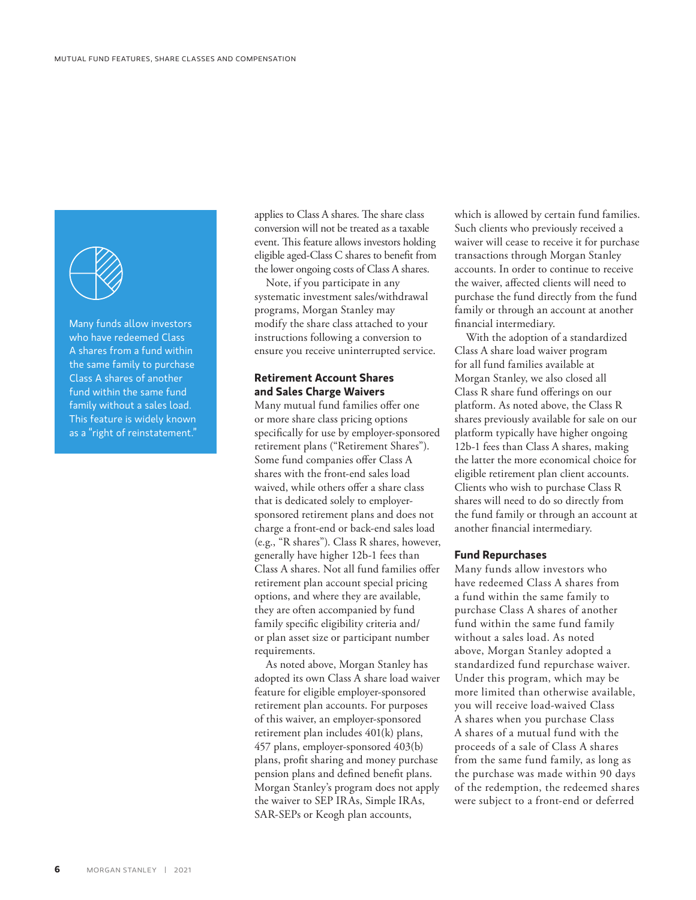Many funds allow investors who have redeemed Class A shares from a fund within the same family to purchase Class A shares of another fund within the same fund family without a sales load. This feature is widely known as a "right of reinstatement."

applies to Class A shares. The share class conversion will not be treated as a taxable event. This feature allows investors holding eligible aged-Class C shares to benefit from the lower ongoing costs of Class A shares.

Note, if you participate in any systematic investment sales/withdrawal programs, Morgan Stanley may modify the share class attached to your instructions following a conversion to ensure you receive uninterrupted service.

**Retirement Account Shares and Sales Charge Waivers**

Many mutual fund families offer one or more share class pricing options specifically for use by employer-sponsored retirement plans ("Retirement Shares"). Some fund companies offer Class A shares with the front-end sales load waived, while others offer a share class that is dedicated solely to employer-sponsored retirement plans and does not charge a front-end or back-end sales load (e.g., "R shares"). Class R shares, however, generally have higher 12b-1 fees than Class A shares. Not all fund families offer retirement plan account special pricing options, and where they are available, they are often accompanied by fund family specific eligibility criteria and/or plan asset size or participant number requirements.

As noted above, Morgan Stanley has adopted its own Class A share load waiver feature for eligible employer-sponsored retirement plan accounts. For purposes of this waiver, an employer-sponsored retirement plan includes 401(k) plans, 457 plans, employer-sponsored 403(b) plans, profit sharing and money purchase pension plans and defined benefit plans. Morgan Stanley's program does not apply the waiver to SEP IRAs, Simple IRAs, SAR-SEPs or Keogh plan accounts, which is allowed by certain fund families. Such clients who previously received a waiver will cease to receive it for purchase transactions through Morgan Stanley accounts. In order to continue to receive the waiver, affected clients will need to purchase the fund directly from the fund family or through an account at another financial intermediary.

With the adoption of a standardized Class A share load waiver program for all fund families available at Morgan Stanley, we also closed all Class R share fund offerings on our platform. As noted above, the Class R shares previously available for sale on our platform typically have higher ongoing 12b-1 fees than Class A shares, making the latter the more economical choice for eligible retirement plan client accounts. Clients who wish to purchase Class R shares will need to do so directly from the fund family or through an account at another financial intermediary.

**Fund Repurchases**

Many funds allow investors who have redeemed Class A shares from a fund within the same family to purchase Class A shares of another fund within the same fund family without a sales load. As noted above, Morgan Stanley adopted a standardized fund repurchase waiver. Under this program, which may be more limited than otherwise available, you will receive load-waived Class A shares when you purchase Class A shares of a mutual fund with the proceeds of a sale of Class A shares from the same fund family, as long as the purchase was made within 90 days of the redemption, the redeemed shares were subject to a front-end or deferred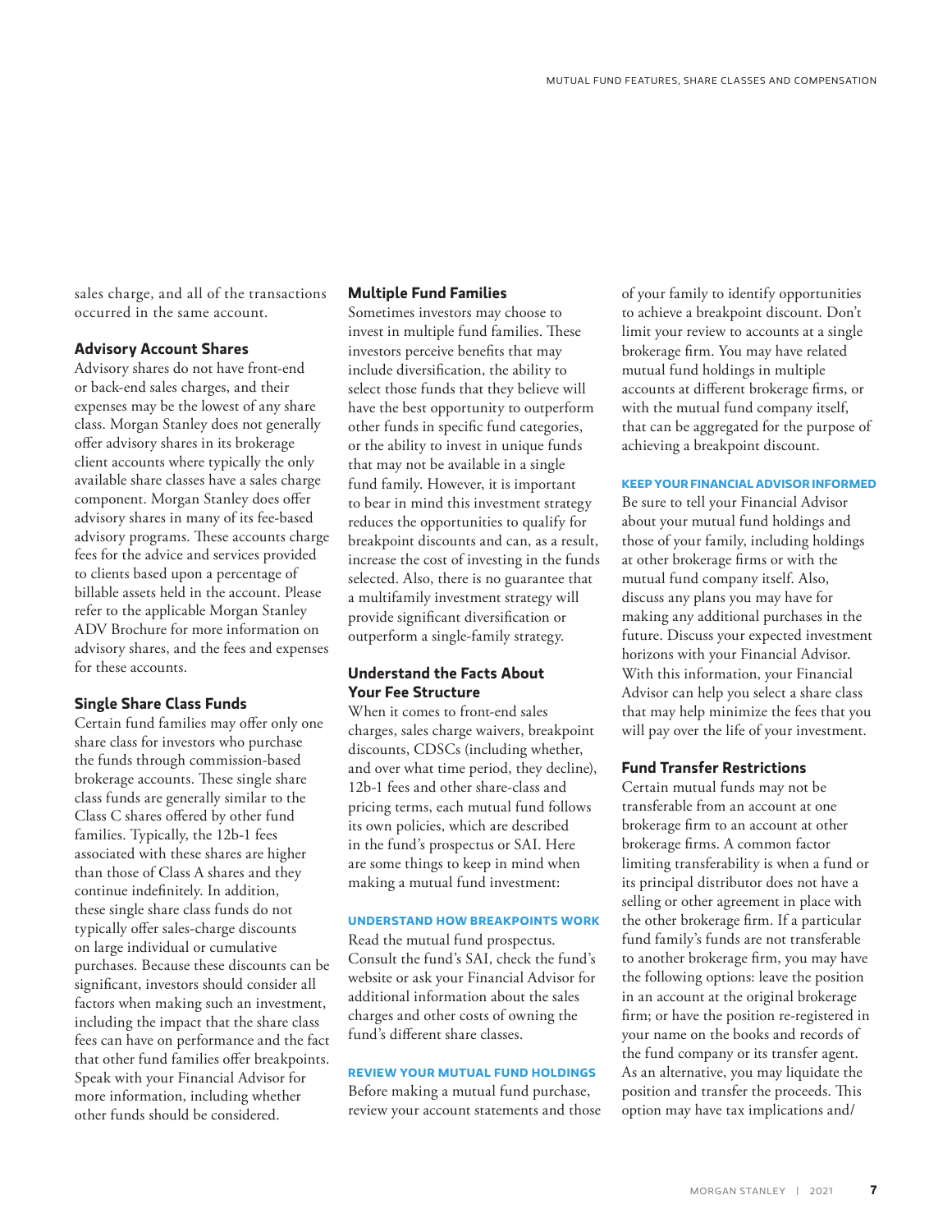sales charge, and all of the transactions occurred in the same account.

### Advisory Account Shares

Advisory shares do not have front-end or back-end sales charges, and their expenses may be the lowest of any share class. Morgan Stanley does not generally offer advisory shares in its brokerage client accounts where typically the only available share classes have a sales charge component. Morgan Stanley does offer advisory shares in many of its fee-based advisory programs. These accounts charge fees for the advice and services provided to clients based upon a percentage of billable assets held in the account. Please refer to the applicable Morgan Stanley ADV Brochure for more information on advisory shares, and the fees and expenses for these accounts.

### Single Share Class Funds

Certain fund families may offer only one share class for investors who purchase the funds through commission-based brokerage accounts. These single share class funds are generally similar to the Class C shares offered by other fund families. Typically, the 12b-1 fees associated with these shares are higher than those of Class A shares and they continue indefinitely. In addition, these single share class funds do not typically offer sales-charge discounts on large individual or cumulative purchases. Because these discounts can be significant, investors should consider all factors when making such an investment, including the impact that the share class fees can have on performance and the fact that other fund families offer breakpoints. Speak with your Financial Advisor for more information, including whether other funds should be considered.

### Multiple Fund Families

Sometimes investors may choose to invest in multiple fund families. These investors perceive benefits that may include diversification, the ability to select those funds that they believe will have the best opportunity to outperform other funds in specific fund categories, or the ability to invest in unique funds that may not be available in a single fund family. However, it is important to bear in mind this investment strategy reduces the opportunities to qualify for breakpoint discounts and can, as a result, increase the cost of investing in the funds selected. Also, there is no guarantee that a multifamily investment strategy will provide significant diversification or outperform a single-family strategy.

### Understand the Facts About Your Fee Structure

When it comes to front-end sales charges, sales charge waivers, breakpoint discounts, CDSCs (including whether, and over what time period, they decline), 12b-1 fees and other share-class and pricing terms, each mutual fund follows its own policies, which are described in the fund's prospectus or SAI. Here are some things to keep in mind when making a mutual fund investment:

#### UNDERSTAND HOW BREAKPOINTS WORK

Read the mutual fund prospectus. Consult the fund's SAI, check the fund's website or ask your Financial Advisor for additional information about the sales charges and other costs of owning the fund's different share classes.

#### REVIEW YOUR MUTUAL FUND HOLDINGS

Before making a mutual fund purchase, review your account statements and those of your family to identify opportunities to achieve a breakpoint discount. Don't limit your review to accounts at a single brokerage firm. You may have related mutual fund holdings in multiple accounts at different brokerage firms, or with the mutual fund company itself, that can be aggregated for the purpose of achieving a breakpoint discount.

#### KEEP YOUR FINANCIAL ADVISOR INFORMED

Be sure to tell your Financial Advisor about your mutual fund holdings and those of your family, including holdings at other brokerage firms or with the mutual fund company itself. Also, discuss any plans you may have for making any additional purchases in the future. Discuss your expected investment horizons with your Financial Advisor. With this information, your Financial Advisor can help you select a share class that may help minimize the fees that you will pay over the life of your investment.

### Fund Transfer Restrictions

Certain mutual funds may not be transferable from an account at one brokerage firm to an account at other brokerage firms. A common factor limiting transferability is when a fund or its principal distributor does not have a selling or other agreement in place with the other brokerage firm. If a particular fund family's funds are not transferable to another brokerage firm, you may have the following options: leave the position in an account at the original brokerage firm; or have the position re-registered in your name on the books and records of the fund company or its transfer agent. As an alternative, you may liquidate the position and transfer the proceeds. This option may have tax implications and/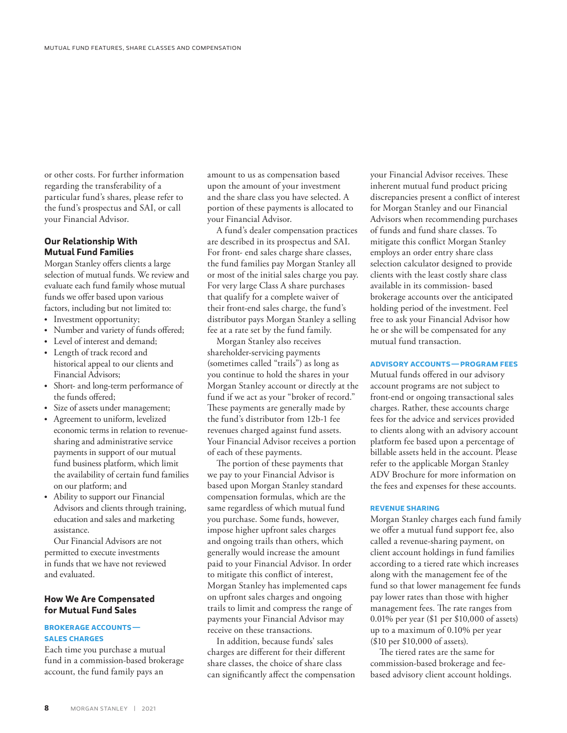or other costs. For further information regarding the transferability of a particular fund's shares, please refer to the fund's prospectus and SAI, or call your Financial Advisor.

### Our Relationship With Mutual Fund Families

Morgan Stanley offers clients a large selection of mutual funds. We review and evaluate each fund family whose mutual funds we offer based upon various factors, including but not limited to:

- Investment opportunity;
- Number and variety of funds offered;
- Level of interest and demand;
- Length of track record and historical appeal to our clients and Financial Advisors;
- Short- and long-term performance of the funds offered;
- Size of assets under management;
- Agreement to uniform, levelized economic terms in relation to revenue-sharing and administrative service payments in support of our mutual fund business platform, which limit the availability of certain fund families on our platform; and
- Ability to support our Financial Advisors and clients through training, education and sales and marketing assistance.

Our Financial Advisors are not permitted to execute investments in funds that we have not reviewed and evaluated.

### How We Are Compensated for Mutual Fund Sales

#### BROKERAGE ACCOUNTS — SALES CHARGES

Each time you purchase a mutual fund in a commission-based brokerage account, the fund family pays an amount to us as compensation based upon the amount of your investment and the share class you have selected. A portion of these payments is allocated to your Financial Advisor.

A fund's dealer compensation practices are described in its prospectus and SAI. For front- end sales charge share classes, the fund families pay Morgan Stanley all or most of the initial sales charge you pay. For very large Class A share purchases that qualify for a complete waiver of their front-end sales charge, the fund's distributor pays Morgan Stanley a selling fee at a rate set by the fund family.

Morgan Stanley also receives shareholder-servicing payments (sometimes called "trails") as long as you continue to hold the shares in your Morgan Stanley account or directly at the fund if we act as your "broker of record." These payments are generally made by the fund's distributor from 12b-1 fee revenues charged against fund assets. Your Financial Advisor receives a portion of each of these payments.

The portion of these payments that we pay to your Financial Advisor is based upon Morgan Stanley standard compensation formulas, which are the same regardless of which mutual fund you purchase. Some funds, however, impose higher upfront sales charges and ongoing trails than others, which generally would increase the amount paid to your Financial Advisor. In order to mitigate this conflict of interest, Morgan Stanley has implemented caps on upfront sales charges and ongoing trails to limit and compress the range of payments your Financial Advisor may receive on these transactions.

In addition, because funds' sales charges are different for their different share classes, the choice of share class can significantly affect the compensation your Financial Advisor receives. These inherent mutual fund product pricing discrepancies present a conflict of interest for Morgan Stanley and our Financial Advisors when recommending purchases of funds and fund share classes. To mitigate this conflict Morgan Stanley employs an order entry share class selection calculator designed to provide clients with the least costly share class available in its commission- based brokerage accounts over the anticipated holding period of the investment. Feel free to ask your Financial Advisor how he or she will be compensated for any mutual fund transaction.

#### ADVISORY ACCOUNTS — PROGRAM FEES

Mutual funds offered in our advisory account programs are not subject to front-end or ongoing transactional sales charges. Rather, these accounts charge fees for the advice and services provided to clients along with an advisory account platform fee based upon a percentage of billable assets held in the account. Please refer to the applicable Morgan Stanley ADV Brochure for more information on the fees and expenses for these accounts.

#### REVENUE SHARING

Morgan Stanley charges each fund family we offer a mutual fund support fee, also called a revenue-sharing payment, on client account holdings in fund families according to a tiered rate which increases along with the management fee of the fund so that lower management fee funds pay lower rates than those with higher management fees. The rate ranges from 0.01% per year ($1 per $10,000 of assets) up to a maximum of 0.10% per year ($10 per $10,000 of assets).

The tiered rates are the same for commission-based brokerage and fee-based advisory client account holdings.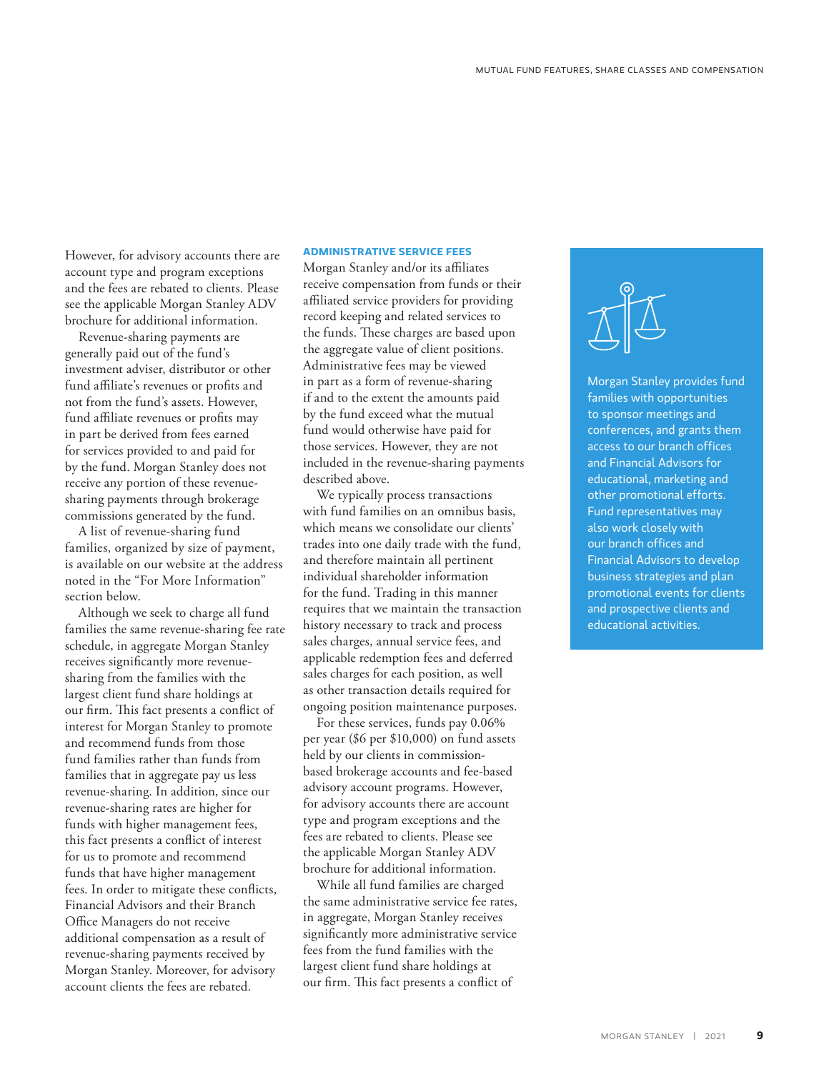However, for advisory accounts there are account type and program exceptions and the fees are rebated to clients. Please see the applicable Morgan Stanley ADV brochure for additional information.

Revenue-sharing payments are generally paid out of the fund's investment adviser, distributor or other fund affiliate's revenues or profits and not from the fund's assets. However, fund affiliate revenues or profits may in part be derived from fees earned for services provided to and paid for by the fund. Morgan Stanley does not receive any portion of these revenue-sharing payments through brokerage commissions generated by the fund.

A list of revenue-sharing fund families, organized by size of payment, is available on our website at the address noted in the "For More Information" section below.

Although we seek to charge all fund families the same revenue-sharing fee rate schedule, in aggregate Morgan Stanley receives significantly more revenue-sharing from the families with the largest client fund share holdings at our firm. This fact presents a conflict of interest for Morgan Stanley to promote and recommend funds from those fund families rather than funds from families that in aggregate pay us less revenue-sharing. In addition, since our revenue-sharing rates are higher for funds with higher management fees, this fact presents a conflict of interest for us to promote and recommend funds that have higher management fees. In order to mitigate these conflicts, Financial Advisors and their Branch Office Managers do not receive additional compensation as a result of revenue-sharing payments received by Morgan Stanley. Moreover, for advisory account clients the fees are rebated.

### ADMINISTRATIVE SERVICE FEES

Morgan Stanley and/or its affiliates receive compensation from funds or their affiliated service providers for providing record keeping and related services to the funds. These charges are based upon the aggregate value of client positions. Administrative fees may be viewed in part as a form of revenue-sharing if and to the extent the amounts paid by the fund exceed what the mutual fund would otherwise have paid for those services. However, they are not included in the revenue-sharing payments described above.

We typically process transactions with fund families on an omnibus basis, which means we consolidate our clients' trades into one daily trade with the fund, and therefore maintain all pertinent individual shareholder information for the fund. Trading in this manner requires that we maintain the transaction history necessary to track and process sales charges, annual service fees, and applicable redemption fees and deferred sales charges for each position, as well as other transaction details required for ongoing position maintenance purposes.

For these services, funds pay 0.06% per year ($6 per $10,000) on fund assets held by our clients in commission-based brokerage accounts and fee-based advisory account programs. However, for advisory accounts there are account type and program exceptions and the fees are rebated to clients. Please see the applicable Morgan Stanley ADV brochure for additional information.

While all fund families are charged the same administrative service fee rates, in aggregate, Morgan Stanley receives significantly more administrative service fees from the fund families with the largest client fund share holdings at our firm. This fact presents a conflict of

Morgan Stanley provides fund families with opportunities to sponsor meetings and conferences, and grants them access to our branch offices and Financial Advisors for educational, marketing and other promotional efforts. Fund representatives may also work closely with our branch offices and Financial Advisors to develop business strategies and plan promotional events for clients and prospective clients and educational activities.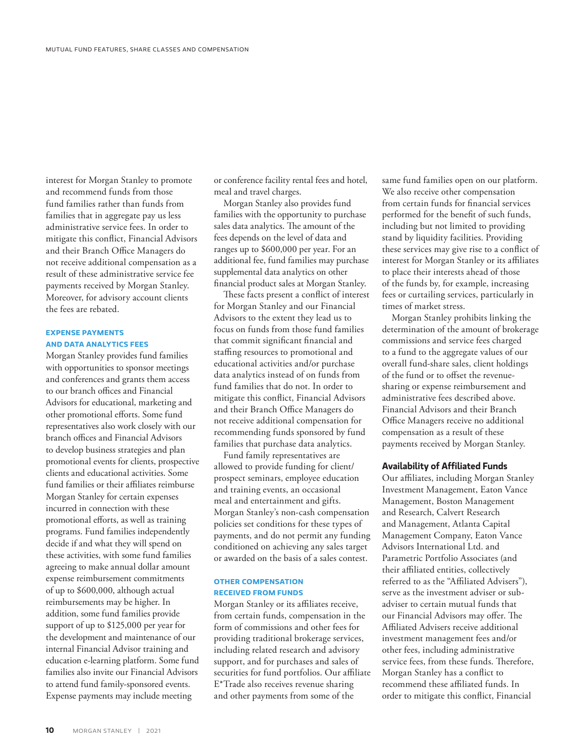interest for Morgan Stanley to promote and recommend funds from those fund families rather than funds from families that in aggregate pay us less administrative service fees. In order to mitigate this conflict, Financial Advisors and their Branch Office Managers do not receive additional compensation as a result of these administrative service fee payments received by Morgan Stanley. Moreover, for advisory account clients the fees are rebated.

#### EXPENSE PAYMENTS AND DATA ANALYTICS FEES

Morgan Stanley provides fund families with opportunities to sponsor meetings and conferences and grants them access to our branch offices and Financial Advisors for educational, marketing and other promotional efforts. Some fund representatives also work closely with our branch offices and Financial Advisors to develop business strategies and plan promotional events for clients, prospective clients and educational activities. Some fund families or their affiliates reimburse Morgan Stanley for certain expenses incurred in connection with these promotional efforts, as well as training programs. Fund families independently decide if and what they will spend on these activities, with some fund families agreeing to make annual dollar amount expense reimbursement commitments of up to $600,000, although actual reimbursements may be higher. In addition, some fund families provide support of up to $125,000 per year for the development and maintenance of our internal Financial Advisor training and education e-learning platform. Some fund families also invite our Financial Advisors to attend fund family-sponsored events. Expense payments may include meeting or conference facility rental fees and hotel, meal and travel charges.

Morgan Stanley also provides fund families with the opportunity to purchase sales data analytics. The amount of the fees depends on the level of data and ranges up to $600,000 per year. For an additional fee, fund families may purchase supplemental data analytics on other financial product sales at Morgan Stanley.

These facts present a conflict of interest for Morgan Stanley and our Financial Advisors to the extent they lead us to focus on funds from those fund families that commit significant financial and staffing resources to promotional and educational activities and/or purchase data analytics instead of on funds from fund families that do not. In order to mitigate this conflict, Financial Advisors and their Branch Office Managers do not receive additional compensation for recommending funds sponsored by fund families that purchase data analytics.

Fund family representatives are allowed to provide funding for client/prospect seminars, employee education and training events, an occasional meal and entertainment and gifts. Morgan Stanley's non-cash compensation policies set conditions for these types of payments, and do not permit any funding conditioned on achieving any sales target or awarded on the basis of a sales contest.

#### OTHER COMPENSATION RECEIVED FROM FUNDS

Morgan Stanley or its affiliates receive, from certain funds, compensation in the form of commissions and other fees for providing traditional brokerage services, including related research and advisory support, and for purchases and sales of securities for fund portfolios. Our affiliate E*Trade also receives revenue sharing and other payments from some of the same fund families open on our platform. We also receive other compensation from certain funds for financial services performed for the benefit of such funds, including but not limited to providing stand by liquidity facilities. Providing these services may give rise to a conflict of interest for Morgan Stanley or its affiliates to place their interests ahead of those of the funds by, for example, increasing fees or curtailing services, particularly in times of market stress.

Morgan Stanley prohibits linking the determination of the amount of brokerage commissions and service fees charged to a fund to the aggregate values of our overall fund-share sales, client holdings of the fund or to offset the revenue-sharing or expense reimbursement and administrative fees described above. Financial Advisors and their Branch Office Managers receive no additional compensation as a result of these payments received by Morgan Stanley.

### Availability of Affiliated Funds

Our affiliates, including Morgan Stanley Investment Management, Eaton Vance Management, Boston Management and Research, Calvert Research and Management, Atlanta Capital Management Company, Eaton Vance Advisors International Ltd. and Parametric Portfolio Associates (and their affiliated entities, collectively referred to as the "Affiliated Advisers"), serve as the investment adviser or sub-adviser to certain mutual funds that our Financial Advisors may offer. The Affiliated Advisers receive additional investment management fees and/or other fees, including administrative service fees, from these funds. Therefore, Morgan Stanley has a conflict to recommend these affiliated funds. In order to mitigate this conflict, Financial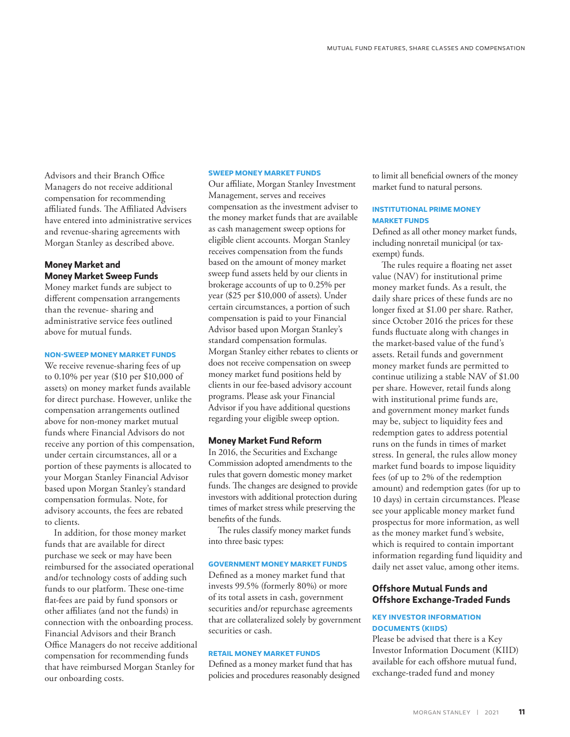Advisors and their Branch Office Managers do not receive additional compensation for recommending affiliated funds. The Affiliated Advisers have entered into administrative services and revenue-sharing agreements with Morgan Stanley as described above.

## Money Market and Money Market Sweep Funds

Money market funds are subject to different compensation arrangements than the revenue- sharing and administrative service fees outlined above for mutual funds.

### NON-SWEEP MONEY MARKET FUNDS

We receive revenue-sharing fees of up to 0.10% per year ($10 per $10,000 of assets) on money market funds available for direct purchase. However, unlike the compensation arrangements outlined above for non-money market mutual funds where Financial Advisors do not receive any portion of this compensation, under certain circumstances, all or a portion of these payments is allocated to your Morgan Stanley Financial Advisor based upon Morgan Stanley's standard compensation formulas. Note, for advisory accounts, the fees are rebated to clients.

In addition, for those money market funds that are available for direct purchase we seek or may have been reimbursed for the associated operational and/or technology costs of adding such funds to our platform. These one-time flat-fees are paid by fund sponsors or other affiliates (and not the funds) in connection with the onboarding process. Financial Advisors and their Branch Office Managers do not receive additional compensation for recommending funds that have reimbursed Morgan Stanley for our onboarding costs.

### SWEEP MONEY MARKET FUNDS

Our affiliate, Morgan Stanley Investment Management, serves and receives compensation as the investment adviser to the money market funds that are available as cash management sweep options for eligible client accounts. Morgan Stanley receives compensation from the funds based on the amount of money market sweep fund assets held by our clients in brokerage accounts of up to 0.25% per year ($25 per $10,000 of assets). Under certain circumstances, a portion of such compensation is paid to your Financial Advisor based upon Morgan Stanley's standard compensation formulas. Morgan Stanley either rebates to clients or does not receive compensation on sweep money market fund positions held by clients in our fee-based advisory account programs. Please ask your Financial Advisor if you have additional questions regarding your eligible sweep option.

## Money Market Fund Reform

In 2016, the Securities and Exchange Commission adopted amendments to the rules that govern domestic money market funds. The changes are designed to provide investors with additional protection during times of market stress while preserving the benefits of the funds.

The rules classify money market funds into three basic types:

### GOVERNMENT MONEY MARKET FUNDS

Defined as a money market fund that invests 99.5% (formerly 80%) or more of its total assets in cash, government securities and/or repurchase agreements that are collateralized solely by government securities or cash.

### RETAIL MONEY MARKET FUNDS

Defined as a money market fund that has policies and procedures reasonably designed to limit all beneficial owners of the money market fund to natural persons.

### INSTITUTIONAL PRIME MONEY MARKET FUNDS

Defined as all other money market funds, including nonretail municipal (or tax-exempt) funds.

The rules require a floating net asset value (NAV) for institutional prime money market funds. As a result, the daily share prices of these funds are no longer fixed at $1.00 per share. Rather, since October 2016 the prices for these funds fluctuate along with changes in the market-based value of the fund's assets. Retail funds and government money market funds are permitted to continue utilizing a stable NAV of $1.00 per share. However, retail funds along with institutional prime funds are, and government money market funds may be, subject to liquidity fees and redemption gates to address potential runs on the funds in times of market stress. In general, the rules allow money market fund boards to impose liquidity fees (of up to 2% of the redemption amount) and redemption gates (for up to 10 days) in certain circumstances. Please see your applicable money market fund prospectus for more information, as well as the money market fund's website, which is required to contain important information regarding fund liquidity and daily net asset value, among other items.

## Offshore Mutual Funds and Offshore Exchange-Traded Funds

### KEY INVESTOR INFORMATION DOCUMENTS (KIIDS)

Please be advised that there is a Key Investor Information Document (KIID) available for each offshore mutual fund, exchange-traded fund and money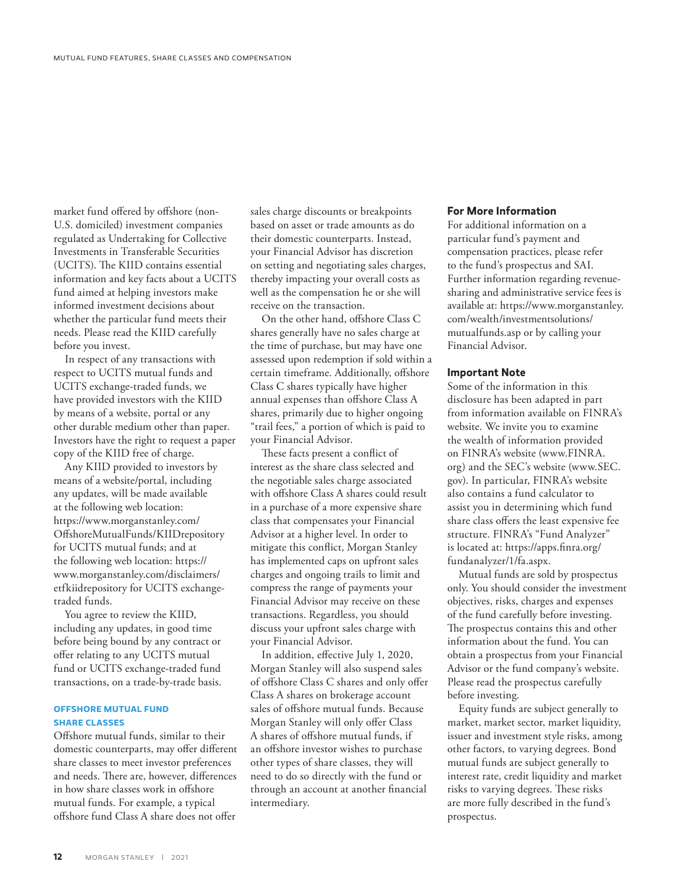market fund offered by offshore (non-U.S. domiciled) investment companies regulated as Undertaking for Collective Investments in Transferable Securities (UCITS). The KIID contains essential information and key facts about a UCITS fund aimed at helping investors make informed investment decisions about whether the particular fund meets their needs. Please read the KIID carefully before you invest.

In respect of any transactions with respect to UCITS mutual funds and UCITS exchange-traded funds, we have provided investors with the KIID by means of a website, portal or any other durable medium other than paper. Investors have the right to request a paper copy of the KIID free of charge.

Any KIID provided to investors by means of a website/portal, including any updates, will be made available at the following web location: https://www.morganstanley.com/OffshoreMutualFunds/KIIDrepository for UCITS mutual funds; and at the following web location: https://www.morganstanley.com/disclaimers/etfkiidrepository for UCITS exchange-traded funds.

You agree to review the KIID, including any updates, in good time before being bound by any contract or offer relating to any UCITS mutual fund or UCITS exchange-traded fund transactions, on a trade-by-trade basis.

## OFFSHORE MUTUAL FUND SHARE CLASSES

Offshore mutual funds, similar to their domestic counterparts, may offer different share classes to meet investor preferences and needs. There are, however, differences in how share classes work in offshore mutual funds. For example, a typical offshore fund Class A share does not offer sales charge discounts or breakpoints based on asset or trade amounts as do their domestic counterparts. Instead, your Financial Advisor has discretion on setting and negotiating sales charges, thereby impacting your overall costs as well as the compensation he or she will receive on the transaction.

On the other hand, offshore Class C shares generally have no sales charge at the time of purchase, but may have one assessed upon redemption if sold within a certain timeframe. Additionally, offshore Class C shares typically have higher annual expenses than offshore Class A shares, primarily due to higher ongoing "trail fees," a portion of which is paid to your Financial Advisor.

These facts present a conflict of interest as the share class selected and the negotiable sales charge associated with offshore Class A shares could result in a purchase of a more expensive share class that compensates your Financial Advisor at a higher level. In order to mitigate this conflict, Morgan Stanley has implemented caps on upfront sales charges and ongoing trails to limit and compress the range of payments your Financial Advisor may receive on these transactions. Regardless, you should discuss your upfront sales charge with your Financial Advisor.

In addition, effective July 1, 2020, Morgan Stanley will also suspend sales of offshore Class C shares and only offer Class A shares on brokerage account sales of offshore mutual funds. Because Morgan Stanley will only offer Class A shares of offshore mutual funds, if an offshore investor wishes to purchase other types of share classes, they will need to do so directly with the fund or through an account at another financial intermediary.

### For More Information

For additional information on a particular fund's payment and compensation practices, please refer to the fund's prospectus and SAI. Further information regarding revenue-sharing and administrative service fees is available at: https://www.morganstanley.com/wealth/investmentsolutions/mutualfunds.asp or by calling your Financial Advisor.

### Important Note

Some of the information in this disclosure has been adapted in part from information available on FINRA's website. We invite you to examine the wealth of information provided on FINRA's website (www.FINRA.org) and the SEC's website (www.SEC.gov). In particular, FINRA's website also contains a fund calculator to assist you in determining which fund share class offers the least expensive fee structure. FINRA's "Fund Analyzer" is located at: https://apps.finra.org/fundanalyzer/1/fa.aspx.

Mutual funds are sold by prospectus only. You should consider the investment objectives, risks, charges and expenses of the fund carefully before investing. The prospectus contains this and other information about the fund. You can obtain a prospectus from your Financial Advisor or the fund company's website. Please read the prospectus carefully before investing.

Equity funds are subject generally to market, market sector, market liquidity, issuer and investment style risks, among other factors, to varying degrees. Bond mutual funds are subject generally to interest rate, credit liquidity and market risks to varying degrees. These risks are more fully described in the fund's prospectus.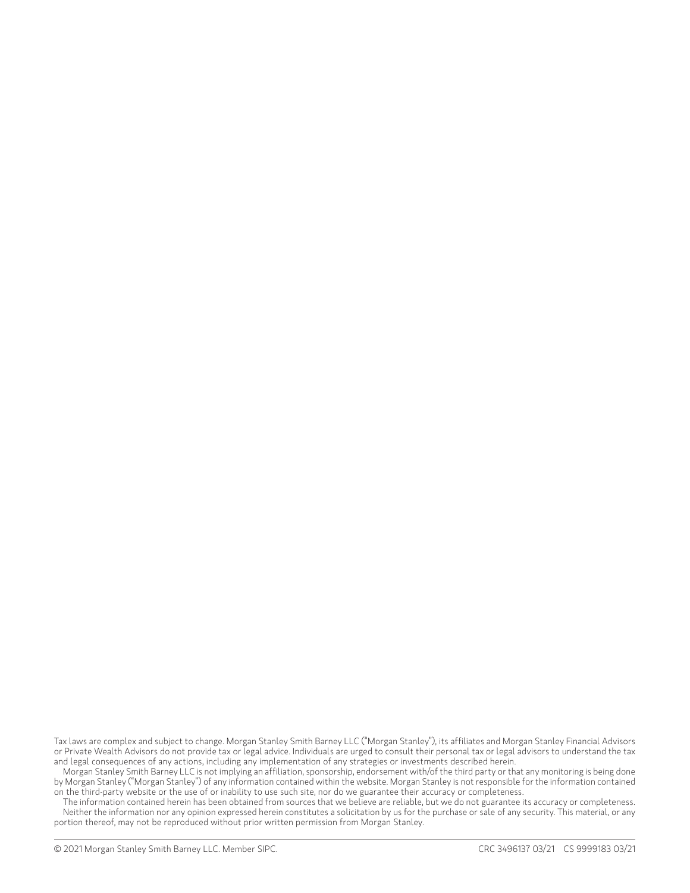Tax laws are complex and subject to change. Morgan Stanley Smith Barney LLC ("Morgan Stanley"), its affiliates and Morgan Stanley Financial Advisors or Private Wealth Advisors do not provide tax or legal advice. Individuals are urged to consult their personal tax or legal advisors to understand the tax and legal consequences of any actions, including any implementation of any strategies or investments described herein.

Morgan Stanley Smith Barney LLC is not implying an affiliation, sponsorship, endorsement with/of the third party or that any monitoring is being done by Morgan Stanley ("Morgan Stanley") of any information contained within the website. Morgan Stanley is not responsible for the information contained on the third-party website or the use of or inability to use such site, nor do we guarantee their accuracy or completeness.

The information contained herein has been obtained from sources that we believe are reliable, but we do not guarantee its accuracy or completeness.

Neither the information nor any opinion expressed herein constitutes a solicitation by us for the purchase or sale of any security. This material, or any portion thereof, may not be reproduced without prior written permission from Morgan Stanley.

© 2021 Morgan Stanley Smith Barney LLC. Member SIPC. CRC 3496137 03/21 CS 9999183 03/21